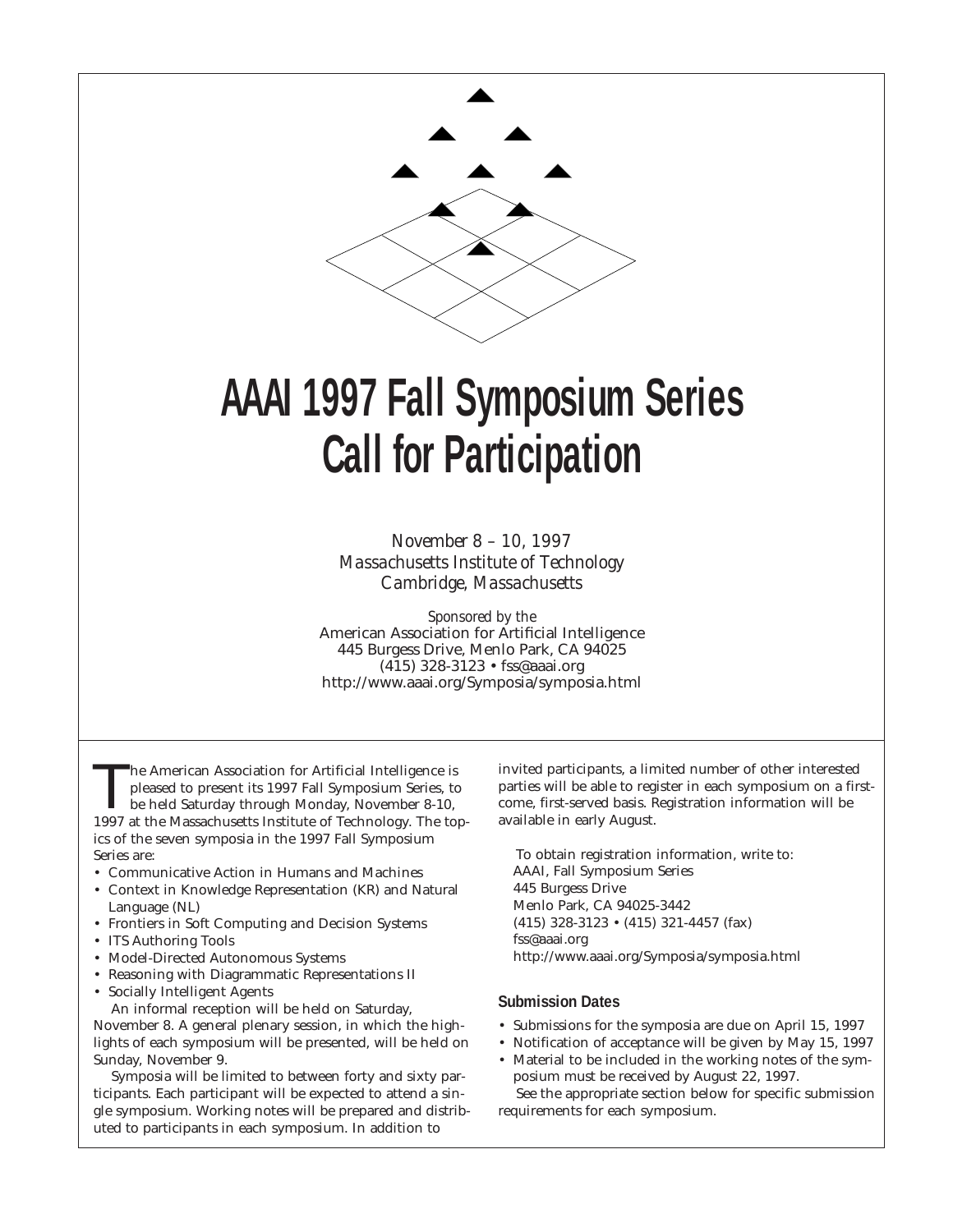# AAAI 1997 Fall Symposium Series Call for Participation

*November 8 – 10, 1997*
*Massachusetts Institute of Technology*
*Cambridge, Massachusetts*

*Sponsored by the*
American Association for Artificial Intelligence
445 Burgess Drive, Menlo Park, CA 94025
(415) 328-3123 • fss@aaai.org
http://www.aaai.org/Symposia/symposia.html

The American Association for Artificial Intelligence is pleased to present its 1997 Fall Symposium Series, to be held Saturday through Monday, November 8-10, 1997 at the Massachusetts Institute of Technology. The topics of the seven symposia in the 1997 Fall Symposium Series are:

- Communicative Action in Humans and Machines
- Context in Knowledge Representation (KR) and Natural Language (NL)
- Frontiers in Soft Computing and Decision Systems
- ITS Authoring Tools
- Model-Directed Autonomous Systems
- Reasoning with Diagrammatic Representations II
- Socially Intelligent Agents

An informal reception will be held on Saturday, November 8. A general plenary session, in which the highlights of each symposium will be presented, will be held on Sunday, November 9.

Symposia will be limited to between forty and sixty participants. Each participant will be expected to attend a single symposium. Working notes will be prepared and distributed to participants in each symposium. In addition to invited participants, a limited number of other interested parties will be able to register in each symposium on a first-come, first-served basis. Registration information will be available in early August.

To obtain registration information, write to:
AAAI, Fall Symposium Series
445 Burgess Drive
Menlo Park, CA 94025-3442
(415) 328-3123 • (415) 321-4457 (fax)
fss@aaai.org
http://www.aaai.org/Symposia/symposia.html

### Submission Dates

- Submissions for the symposia are due on April 15, 1997
- Notification of acceptance will be given by May 15, 1997
- Material to be included in the working notes of the symposium must be received by August 22, 1997.

See the appropriate section below for specific submission requirements for each symposium.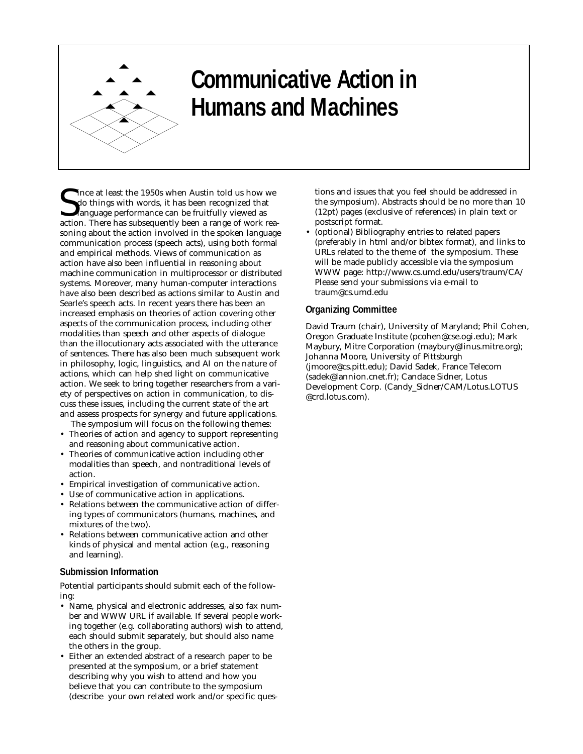# Communicative Action in Humans and Machines

Since at least the 1950s when Austin told us how we do things with words, it has been recognized that language performance can be fruitfully viewed as action. There has subsequently been a range of work reasoning about the action involved in the spoken language communication process (speech acts), using both formal and empirical methods. Views of communication as action have also been influential in reasoning about machine communication in multiprocessor or distributed systems. Moreover, many human-computer interactions have also been described as actions similar to Austin and Searle's speech acts. In recent years there has been an increased emphasis on theories of action covering other aspects of the communication process, including other modalities than speech and other aspects of dialogue than the illocutionary acts associated with the utterance of sentences. There has also been much subsequent work in philosophy, logic, linguistics, and AI on the nature of actions, which can help shed light on communicative action. We seek to bring together researchers from a variety of perspectives on action in communication, to discuss these issues, including the current state of the art and assess prospects for synergy and future applications.

The symposium will focus on the following themes:

- Theories of action and agency to support representing and reasoning about communicative action.
- Theories of communicative action including other modalities than speech, and nontraditional levels of action.
- Empirical investigation of communicative action.
- Use of communicative action in applications.
- Relations between the communicative action of differing types of communicators (humans, machines, and mixtures of the two).
- Relations between communicative action and other kinds of physical and mental action (e.g., reasoning and learning).

### Submission Information

Potential participants should submit each of the following:

- Name, physical and electronic addresses, also fax number and WWW URL if available. If several people working together (e.g. collaborating authors) wish to attend, each should submit separately, but should also name the others in the group.
- Either an extended abstract of a research paper to be presented at the symposium, or a brief statement describing why you wish to attend and how you believe that you can contribute to the symposium (describe your own related work and/or specific questions and issues that you feel should be addressed in the symposium). Abstracts should be no more than 10 (12pt) pages (exclusive of references) in plain text or postscript format.
- (optional) Bibliography entries to related papers (preferably in html and/or bibtex format), and links to URLs related to the theme of the symposium. These will be made publicly accessible via the symposium WWW page: http://www.cs.umd.edu/users/traum/CA/ Please send your submissions via e-mail to traum@cs.umd.edu

### Organizing Committee

David Traum (chair), University of Maryland; Phil Cohen, Oregon Graduate Institute (pcohen@cse.ogi.edu); Mark Maybury, Mitre Corporation (maybury@linus.mitre.org); Johanna Moore, University of Pittsburgh (jmoore@cs.pitt.edu); David Sadek, France Telecom (sadek@lannion.cnet.fr); Candace Sidner, Lotus Development Corp. (Candy_Sidner/CAM/Lotus.LOTUS @crd.lotus.com).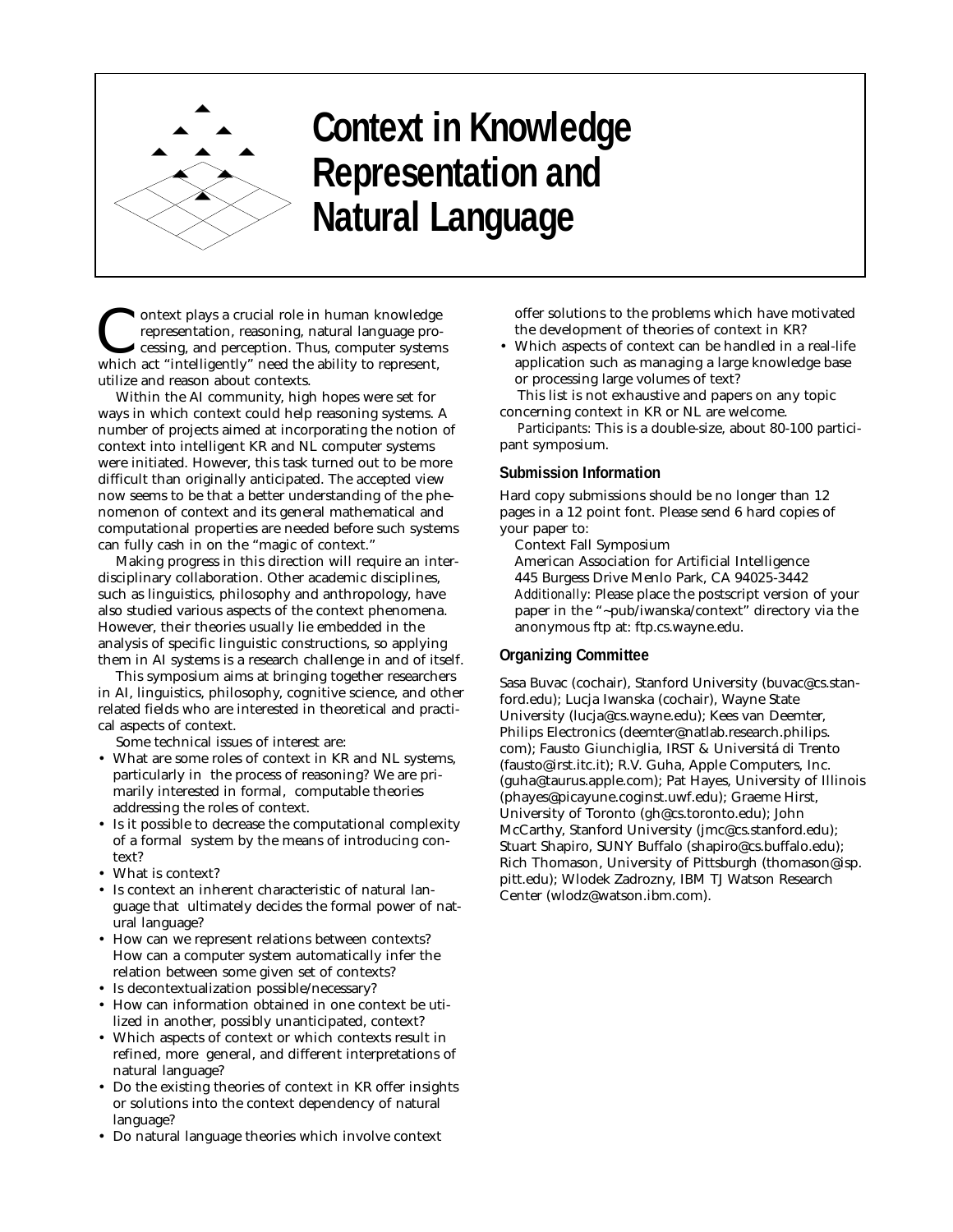# Context in Knowledge Representation and Natural Language

Context plays a crucial role in human knowledge representation, reasoning, natural language processing, and perception. Thus, computer systems which act "intelligently" need the ability to represent, utilize and reason about contexts.

Within the AI community, high hopes were set for ways in which context could help reasoning systems. A number of projects aimed at incorporating the notion of context into intelligent KR and NL computer systems were initiated. However, this task turned out to be more difficult than originally anticipated. The accepted view now seems to be that a better understanding of the phenomenon of context and its general mathematical and computational properties are needed before such systems can fully cash in on the "magic of context."

Making progress in this direction will require an interdisciplinary collaboration. Other academic disciplines, such as linguistics, philosophy and anthropology, have also studied various aspects of the context phenomena. However, their theories usually lie embedded in the analysis of specific linguistic constructions, so applying them in AI systems is a research challenge in and of itself.

This symposium aims at bringing together researchers in AI, linguistics, philosophy, cognitive science, and other related fields who are interested in theoretical and practical aspects of context.

Some technical issues of interest are:

- What are some roles of context in KR and NL systems, particularly in the process of reasoning? We are primarily interested in formal, computable theories addressing the roles of context.
- Is it possible to decrease the computational complexity of a formal system by the means of introducing context?
- What is context?
- Is context an inherent characteristic of natural language that ultimately decides the formal power of natural language?
- How can we represent relations between contexts? How can a computer system automatically infer the relation between some given set of contexts?
- Is decontextualization possible/necessary?
- How can information obtained in one context be utilized in another, possibly unanticipated, context?
- Which aspects of context or which contexts result in refined, more general, and different interpretations of natural language?
- Do the existing theories of context in KR offer insights or solutions into the context dependency of natural language?
- Do natural language theories which involve context offer solutions to the problems which have motivated the development of theories of context in KR?
- Which aspects of context can be handled in a real-life application such as managing a large knowledge base or processing large volumes of text?

This list is not exhaustive and papers on any topic concerning context in KR or NL are welcome.

*Participants*: This is a double-size, about 80-100 participant symposium.

## Submission Information

Hard copy submissions should be no longer than 12 pages in a 12 point font. Please send 6 hard copies of your paper to:

Context Fall Symposium
American Association for Artificial Intelligence
445 Burgess Drive Menlo Park, CA 94025-3442

*Additionally*: Please place the postscript version of your paper in the "~pub/iwanska/context" directory via the anonymous ftp at: ftp.cs.wayne.edu.

## Organizing Committee

Sasa Buvac (cochair), Stanford University (buvac@cs.stanford.edu); Lucja Iwanska (cochair), Wayne State University (lucja@cs.wayne.edu); Kees van Deemter, Philips Electronics (deemter@natlab.research.philips.com); Fausto Giunchiglia, IRST & Universitá di Trento (fausto@irst.itc.it); R.V. Guha, Apple Computers, Inc. (guha@taurus.apple.com); Pat Hayes, University of Illinois (phayes@picayune.coginst.uwf.edu); Graeme Hirst, University of Toronto (gh@cs.toronto.edu); John McCarthy, Stanford University (jmc@cs.stanford.edu); Stuart Shapiro, SUNY Buffalo (shapiro@cs.buffalo.edu); Rich Thomason, University of Pittsburgh (thomason@isp.pitt.edu); Wlodek Zadrozny, IBM TJ Watson Research Center (wlodz@watson.ibm.com).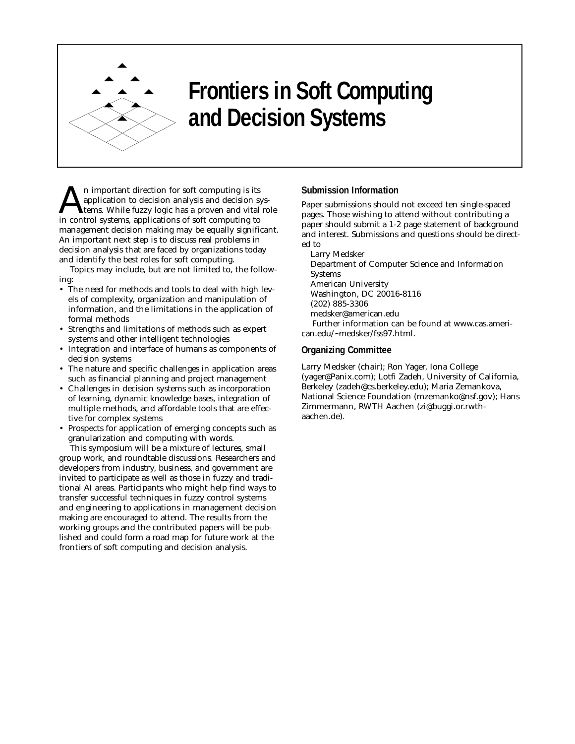# Frontiers in Soft Computing and Decision Systems

An important direction for soft computing is its application to decision analysis and decision systems. While fuzzy logic has a proven and vital role in control systems, applications of soft computing to management decision making may be equally significant. An important next step is to discuss real problems in decision analysis that are faced by organizations today and identify the best roles for soft computing.

Topics may include, but are not limited to, the following:

- The need for methods and tools to deal with high levels of complexity, organization and manipulation of information, and the limitations in the application of formal methods
- Strengths and limitations of methods such as expert systems and other intelligent technologies
- Integration and interface of humans as components of decision systems
- The nature and specific challenges in application areas such as financial planning and project management
- Challenges in decision systems such as incorporation of learning, dynamic knowledge bases, integration of multiple methods, and affordable tools that are effective for complex systems
- Prospects for application of emerging concepts such as granularization and computing with words.

This symposium will be a mixture of lectures, small group work, and roundtable discussions. Researchers and developers from industry, business, and government are invited to participate as well as those in fuzzy and traditional AI areas. Participants who might help find ways to transfer successful techniques in fuzzy control systems and engineering to applications in management decision making are encouraged to attend. The results from the working groups and the contributed papers will be published and could form a road map for future work at the frontiers of soft computing and decision analysis.

### Submission Information

Paper submissions should not exceed ten single-spaced pages. Those wishing to attend without contributing a paper should submit a 1-2 page statement of background and interest. Submissions and questions should be directed to

Larry Medsker
Department of Computer Science and Information Systems
American University
Washington, DC 20016-8116
(202) 885-3306
medsker@american.edu

Further information can be found at www.cas.american.edu/~medsker/fss97.html.

### Organizing Committee

Larry Medsker (chair); Ron Yager, Iona College (yager@Panix.com); Lotfi Zadeh, University of California, Berkeley (zadeh@cs.berkeley.edu); Maria Zemankova, National Science Foundation (mzemanko@nsf.gov); Hans Zimmermann, RWTH Aachen (zi@buggi.or.rwth-aachen.de).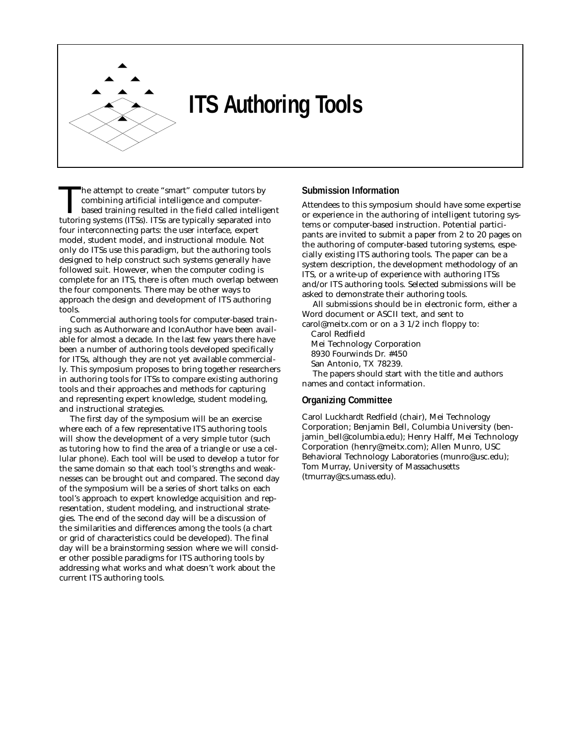# ITS Authoring Tools

The attempt to create "smart" computer tutors by combining artificial intelligence and computer-based training resulted in the field called intelligent tutoring systems (ITSs). ITSs are typically separated into four interconnecting parts: the user interface, expert model, student model, and instructional module. Not only do ITSs use this paradigm, but the authoring tools designed to help construct such systems generally have followed suit. However, when the computer coding is complete for an ITS, there is often much overlap between the four components. There may be other ways to approach the design and development of ITS authoring tools.

Commercial authoring tools for computer-based training such as Authorware and IconAuthor have been available for almost a decade. In the last few years there have been a number of authoring tools developed specifically for ITSs, although they are not yet available commercially. This symposium proposes to bring together researchers in authoring tools for ITSs to compare existing authoring tools and their approaches and methods for capturing and representing expert knowledge, student modeling, and instructional strategies.

The first day of the symposium will be an exercise where each of a few representative ITS authoring tools will show the development of a very simple tutor (such as tutoring how to find the area of a triangle or use a cellular phone). Each tool will be used to develop a tutor for the same domain so that each tool's strengths and weaknesses can be brought out and compared. The second day of the symposium will be a series of short talks on each tool's approach to expert knowledge acquisition and representation, student modeling, and instructional strategies. The end of the second day will be a discussion of the similarities and differences among the tools (a chart or grid of characteristics could be developed). The final day will be a brainstorming session where we will consider other possible paradigms for ITS authoring tools by addressing what works and what doesn't work about the current ITS authoring tools.

## Submission Information

Attendees to this symposium should have some expertise or experience in the authoring of intelligent tutoring systems or computer-based instruction. Potential participants are invited to submit a paper from 2 to 20 pages on the authoring of computer-based tutoring systems, especially existing ITS authoring tools. The paper can be a system description, the development methodology of an ITS, or a write-up of experience with authoring ITSs and/or ITS authoring tools. Selected submissions will be asked to demonstrate their authoring tools.

All submissions should be in electronic form, either a Word document or ASCII text, and sent to carol@meitx.com or on a 3 1/2 inch floppy to:

Carol Redfield
Mei Technology Corporation
8930 Fourwinds Dr. #450
San Antonio, TX 78239.

The papers should start with the title and authors names and contact information.

## Organizing Committee

Carol Luckhardt Redfield (chair), Mei Technology Corporation; Benjamin Bell, Columbia University (benjamin_bell@columbia.edu); Henry Halff, Mei Technology Corporation (henry@meitx.com); Allen Munro, USC Behavioral Technology Laboratories (munro@usc.edu); Tom Murray, University of Massachusetts (tmurray@cs.umass.edu).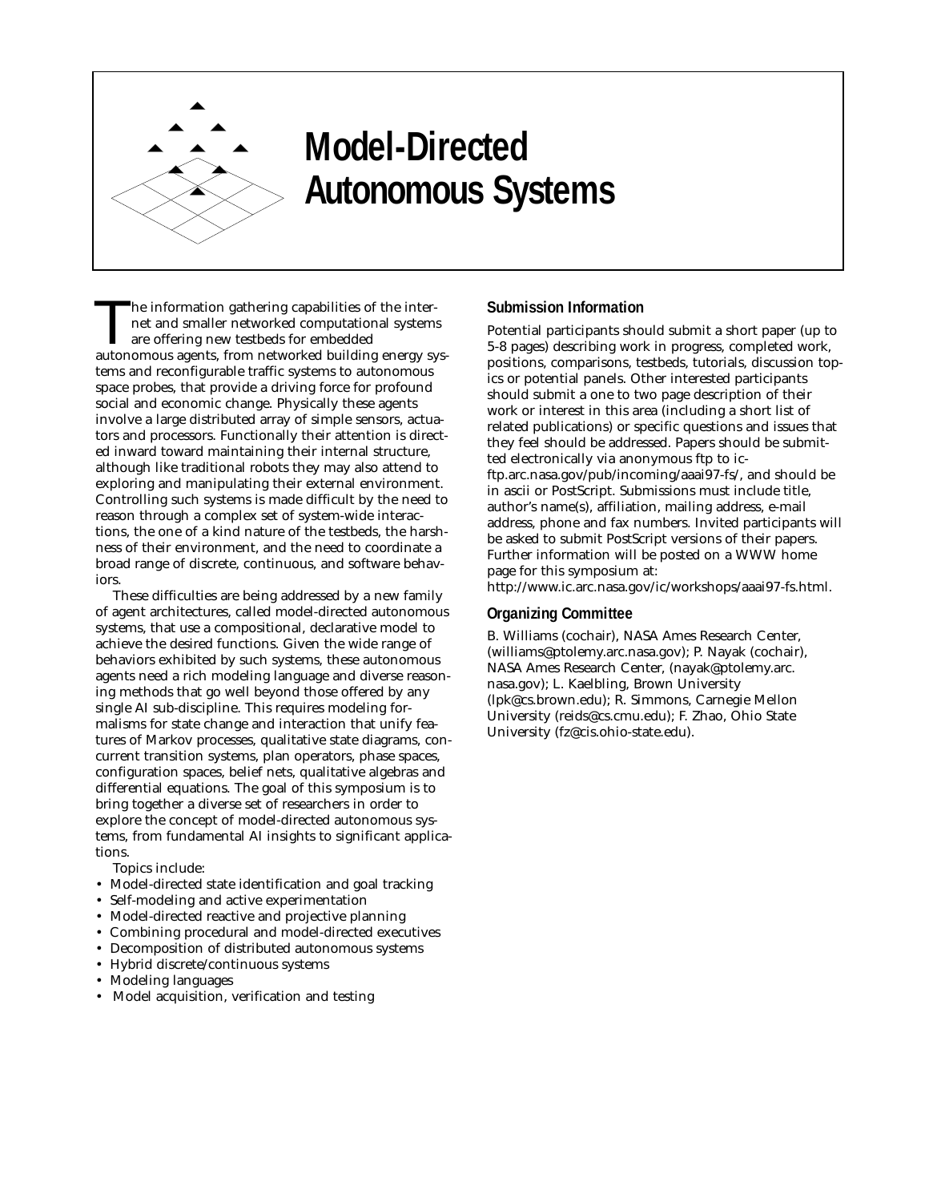# Model-Directed Autonomous Systems

The information gathering capabilities of the internet and smaller networked computational systems are offering new testbeds for embedded autonomous agents, from networked building energy systems and reconfigurable traffic systems to autonomous space probes, that provide a driving force for profound social and economic change. Physically these agents involve a large distributed array of simple sensors, actuators and processors. Functionally their attention is directed inward toward maintaining their internal structure, although like traditional robots they may also attend to exploring and manipulating their external environment. Controlling such systems is made difficult by the need to reason through a complex set of system-wide interactions, the one of a kind nature of the testbeds, the harshness of their environment, and the need to coordinate a broad range of discrete, continuous, and software behaviors.

These difficulties are being addressed by a new family of agent architectures, called model-directed autonomous systems, that use a compositional, declarative model to achieve the desired functions. Given the wide range of behaviors exhibited by such systems, these autonomous agents need a rich modeling language and diverse reasoning methods that go well beyond those offered by any single AI sub-discipline. This requires modeling formalisms for state change and interaction that unify features of Markov processes, qualitative state diagrams, concurrent transition systems, plan operators, phase spaces, configuration spaces, belief nets, qualitative algebras and differential equations. The goal of this symposium is to bring together a diverse set of researchers in order to explore the concept of model-directed autonomous systems, from fundamental AI insights to significant applications.

Topics include:

- Model-directed state identification and goal tracking
- Self-modeling and active experimentation
- Model-directed reactive and projective planning
- Combining procedural and model-directed executives
- Decomposition of distributed autonomous systems
- Hybrid discrete/continuous systems
- Modeling languages
- Model acquisition, verification and testing

## Submission Information

Potential participants should submit a short paper (up to 5-8 pages) describing work in progress, completed work, positions, comparisons, testbeds, tutorials, discussion topics or potential panels. Other interested participants should submit a one to two page description of their work or interest in this area (including a short list of related publications) or specific questions and issues that they feel should be addressed. Papers should be submitted electronically via anonymous ftp to ic-ftp.arc.nasa.gov/pub/incoming/aaai97-fs/, and should be in ascii or PostScript. Submissions must include title, author's name(s), affiliation, mailing address, e-mail address, phone and fax numbers. Invited participants will be asked to submit PostScript versions of their papers. Further information will be posted on a WWW home page for this symposium at:
http://www.ic.arc.nasa.gov/ic/workshops/aaai97-fs.html.

## Organizing Committee

B. Williams (cochair), NASA Ames Research Center, (williams@ptolemy.arc.nasa.gov); P. Nayak (cochair), NASA Ames Research Center, (nayak@ptolemy.arc.nasa.gov); L. Kaelbling, Brown University (lpk@cs.brown.edu); R. Simmons, Carnegie Mellon University (reids@cs.cmu.edu); F. Zhao, Ohio State University (fz@cis.ohio-state.edu).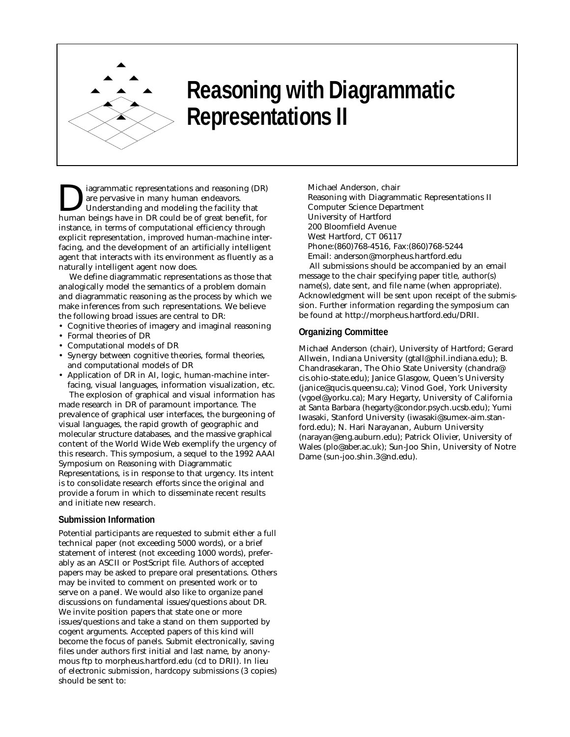# Reasoning with Diagrammatic Representations II

Diagrammatic representations and reasoning (DR) are pervasive in many human endeavors. Understanding and modeling the facility that human beings have in DR could be of great benefit, for instance, in terms of computational efficiency through explicit representation, improved human-machine interfacing, and the development of an artificially intelligent agent that interacts with its environment as fluently as a naturally intelligent agent now does.

We define diagrammatic representations as those that analogically model the semantics of a problem domain and diagrammatic reasoning as the process by which we make inferences from such representations. We believe the following broad issues are central to DR:

- Cognitive theories of imagery and imaginal reasoning
- Formal theories of DR
- Computational models of DR
- Synergy between cognitive theories, formal theories, and computational models of DR
- Application of DR in AI, logic, human-machine interfacing, visual languages, information visualization, etc.

The explosion of graphical and visual information has made research in DR of paramount importance. The prevalence of graphical user interfaces, the burgeoning of visual languages, the rapid growth of geographic and molecular structure databases, and the massive graphical content of the World Wide Web exemplify the urgency of this research. This symposium, a sequel to the 1992 AAAI Symposium on Reasoning with Diagrammatic Representations, is in response to that urgency. Its intent is to consolidate research efforts since the original and provide a forum in which to disseminate recent results and initiate new research.

## Submission Information

Potential participants are requested to submit either a full technical paper (not exceeding 5000 words), or a brief statement of interest (not exceeding 1000 words), preferably as an ASCII or PostScript file. Authors of accepted papers may be asked to prepare oral presentations. Others may be invited to comment on presented work or to serve on a panel. We would also like to organize panel discussions on fundamental issues/questions about DR. We invite position papers that state one or more issues/questions and take a stand on them supported by cogent arguments. Accepted papers of this kind will become the focus of panels. Submit electronically, saving files under authors first initial and last name, by anonymous ftp to morpheus.hartford.edu (cd to DRII). In lieu of electronic submission, hardcopy submissions (3 copies) should be sent to:

Michael Anderson, chair
Reasoning with Diagrammatic Representations II
Computer Science Department
University of Hartford
200 Bloomfield Avenue
West Hartford, CT 06117
Phone:(860)768-4516, Fax:(860)768-5244
Email: anderson@morpheus.hartford.edu

All submissions should be accompanied by an email message to the chair specifying paper title, author(s) name(s), date sent, and file name (when appropriate). Acknowledgment will be sent upon receipt of the submission. Further information regarding the symposium can be found at http://morpheus.hartford.edu/DRII.

## Organizing Committee

Michael Anderson (chair), University of Hartford; Gerard Allwein, Indiana University (gtall@phil.indiana.edu); B. Chandrasekaran, The Ohio State University (chandra@cis.ohio-state.edu); Janice Glasgow, Queen's University (janice@qucis.queensu.ca); Vinod Goel, York University (vgoel@yorku.ca); Mary Hegarty, University of California at Santa Barbara (hegarty@condor.psych.ucsb.edu); Yumi Iwasaki, Stanford University (iwasaki@sumex-aim.stanford.edu); N. Hari Narayanan, Auburn University (narayan@eng.auburn.edu); Patrick Olivier, University of Wales (plo@aber.ac.uk); Sun-Joo Shin, University of Notre Dame (sun-joo.shin.3@nd.edu).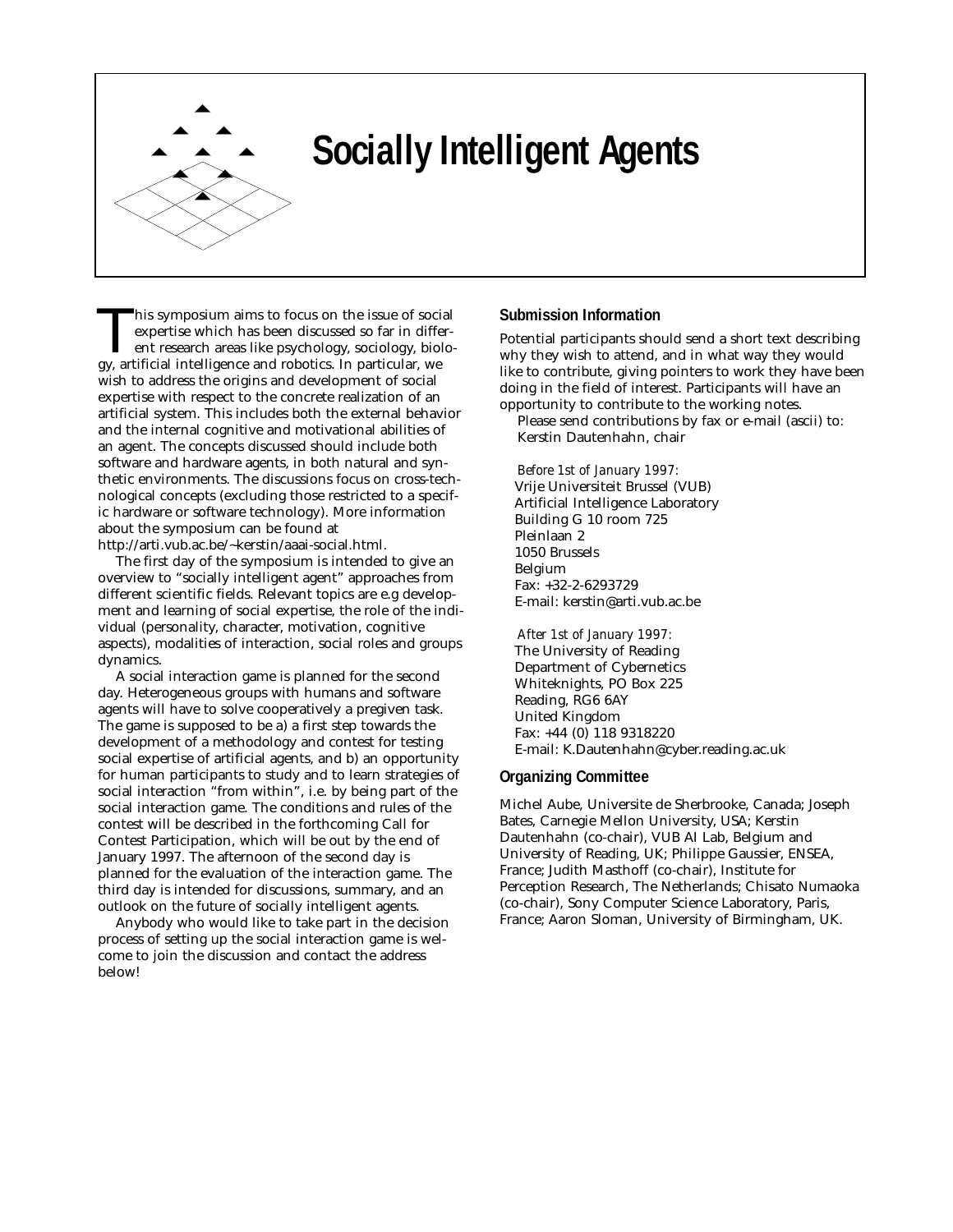# Socially Intelligent Agents

This symposium aims to focus on the issue of social expertise which has been discussed so far in different research areas like psychology, sociology, biology, artificial intelligence and robotics. In particular, we wish to address the origins and development of social expertise with respect to the concrete realization of an artificial system. This includes both the external behavior and the internal cognitive and motivational abilities of an agent. The concepts discussed should include both software and hardware agents, in both natural and synthetic environments. The discussions focus on cross-technological concepts (excluding those restricted to a specific hardware or software technology). More information about the symposium can be found at http://arti.vub.ac.be/~kerstin/aaai-social.html.

The first day of the symposium is intended to give an overview to "socially intelligent agent" approaches from different scientific fields. Relevant topics are e.g development and learning of social expertise, the role of the individual (personality, character, motivation, cognitive aspects), modalities of interaction, social roles and groups dynamics.

A social interaction game is planned for the second day. Heterogeneous groups with humans and software agents will have to solve cooperatively a pregiven task. The game is supposed to be a) a first step towards the development of a methodology and contest for testing social expertise of artificial agents, and b) an opportunity for human participants to study and to learn strategies of social interaction "from within", i.e. by being part of the social interaction game. The conditions and rules of the contest will be described in the forthcoming Call for Contest Participation, which will be out by the end of January 1997. The afternoon of the second day is planned for the evaluation of the interaction game. The third day is intended for discussions, summary, and an outlook on the future of socially intelligent agents.

Anybody who would like to take part in the decision process of setting up the social interaction game is welcome to join the discussion and contact the address below!

## Submission Information

Potential participants should send a short text describing why they wish to attend, and in what way they would like to contribute, giving pointers to work they have been doing in the field of interest. Participants will have an opportunity to contribute to the working notes.

Please send contributions by fax or e-mail (ascii) to:
Kerstin Dautenhahn, chair

*Before 1st of January 1997:*
Vrije Universiteit Brussel (VUB)
Artificial Intelligence Laboratory
Building G 10 room 725
Pleinlaan 2
1050 Brussels
Belgium
Fax: +32-2-6293729
E-mail: kerstin@arti.vub.ac.be

*After 1st of January 1997:*
The University of Reading
Department of Cybernetics
Whiteknights, PO Box 225
Reading, RG6 6AY
United Kingdom
Fax: +44 (0) 118 9318220
E-mail: K.Dautenhahn@cyber.reading.ac.uk

## Organizing Committee

Michel Aube, Universite de Sherbrooke, Canada; Joseph Bates, Carnegie Mellon University, USA; Kerstin Dautenhahn (co-chair), VUB AI Lab, Belgium and University of Reading, UK; Philippe Gaussier, ENSEA, France; Judith Masthoff (co-chair), Institute for Perception Research, The Netherlands; Chisato Numaoka (co-chair), Sony Computer Science Laboratory, Paris, France; Aaron Sloman, University of Birmingham, UK.